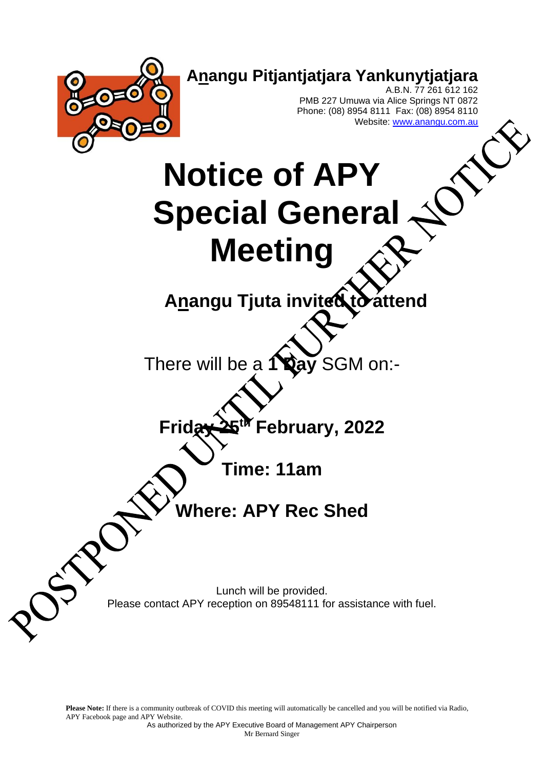**A<u>n</u>angu Pitjantjatjara Yankunytjatjara**

A.B.N. 77 261 612 162
PMB 227 Umuwa via Alice Springs NT 0872
Phone: (08) 8954 8111 Fax: (08) 8954 8110
Website: www.anangu.com.au

POSTPONED UNTIL FURTHER NOTICE

# Notice of APY Special General Meeting

## A<u>n</u>angu Tjuta invited to attend

There will be a **1 Day** SGM on:-

**Friday 25th February, 2022**

**Time: 11am**

**Where: APY Rec Shed**

Lunch will be provided.
Please contact APY reception on 89548111 for assistance with fuel.

**Please Note:** If there is a community outbreak of COVID this meeting will automatically be cancelled and you will be notified via Radio, APY Facebook page and APY Website.

As authorized by the APY Executive Board of Management APY Chairperson
Mr Bernard Singer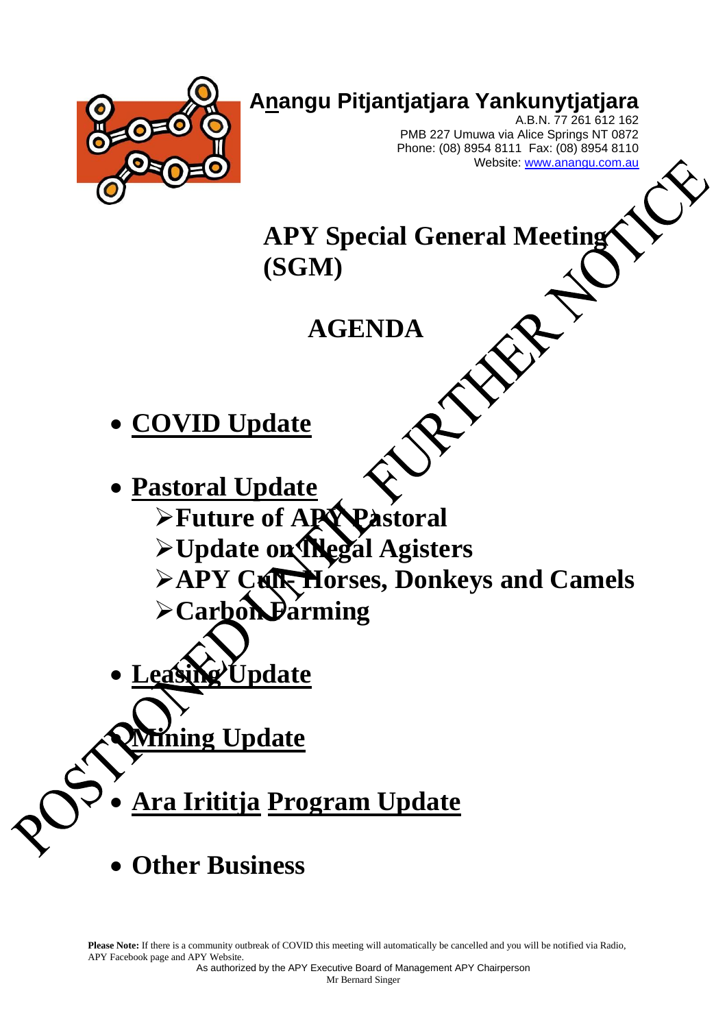**Aṉangu Pitjantjatjara Yankunytjatjara**

A.B.N. 77 261 612 162
PMB 227 Umuwa via Alice Springs NT 0872
Phone: (08) 8954 8111 Fax: (08) 8954 8110
Website: www.anangu.com.au

POSTPONED UNTIL FURTHER NOTICE

# APY Special General Meeting (SGM)

## AGENDA

- **COVID Update**
- **Pastoral Update**
  - **Future of APY Pastoral**
  - **Update on Illegal Agisters**
  - **APY Cull- Horses, Donkeys and Camels**
  - **Carbon Farming**
- **Leasing Update**
- **Mining Update**
- **Ara Irititja Program Update**
- **Other Business**

**Please Note:** If there is a community outbreak of COVID this meeting will automatically be cancelled and you will be notified via Radio, APY Facebook page and APY Website.

As authorized by the APY Executive Board of Management APY Chairperson
Mr Bernard Singer